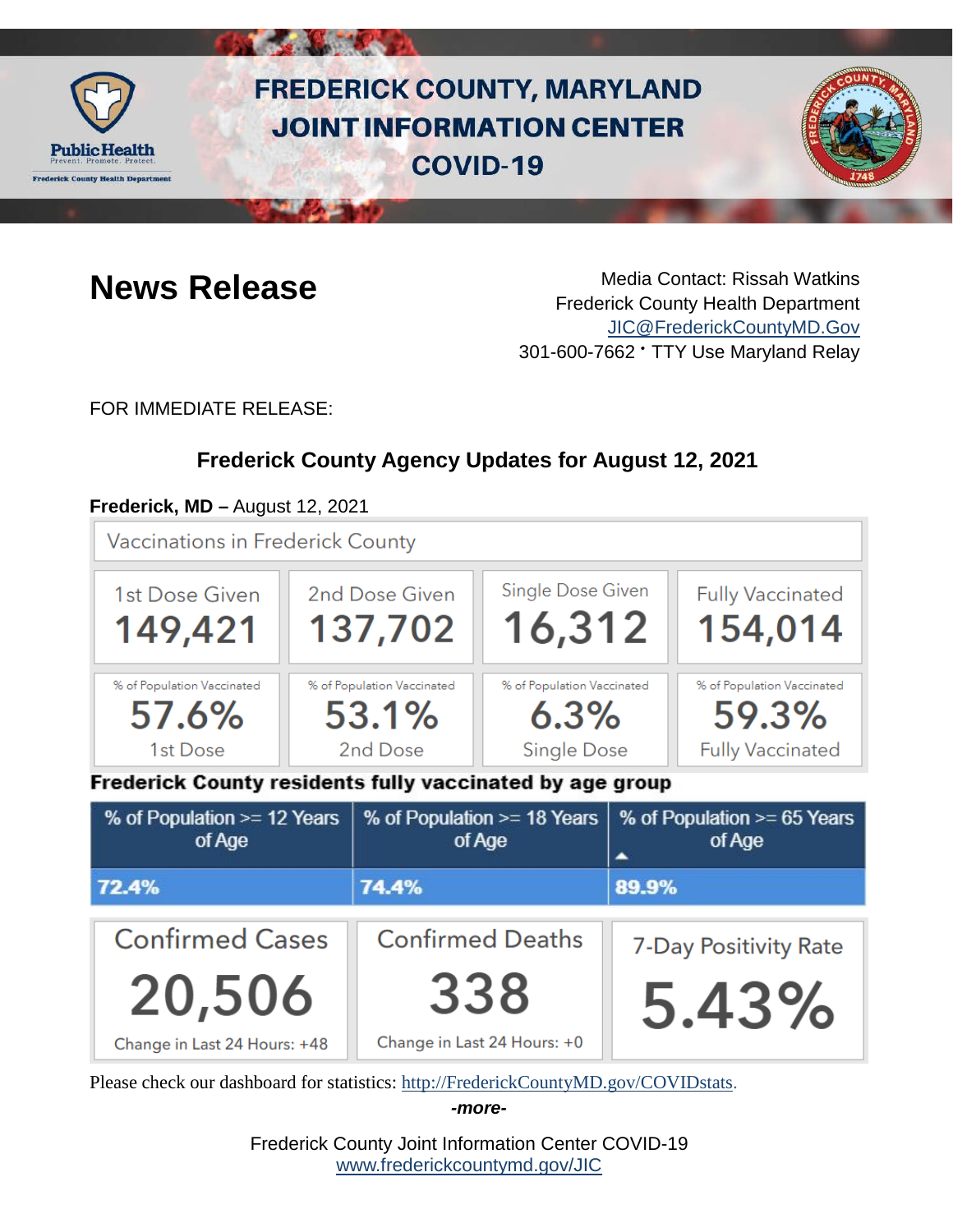# FREDERICK COUNTY, MARYLAND JOINT INFORMATION CENTER COVID-19

## News Release

Media Contact: Rissah Watkins
Frederick County Health Department
JIC@FrederickCountyMD.Gov
301-600-7662 • TTY Use Maryland Relay

FOR IMMEDIATE RELEASE:

### Frederick County Agency Updates for August 12, 2021

**Frederick, MD –** August 12, 2021

**Vaccinations in Frederick County**

| 1st Dose Given | 2nd Dose Given | Single Dose Given | Fully Vaccinated |
|---|---|---|---|
| 149,421 | 137,702 | 16,312 | 154,014 |
| % of Population Vaccinated: 57.6% (1st Dose) | % of Population Vaccinated: 53.1% (2nd Dose) | % of Population Vaccinated: 6.3% (Single Dose) | % of Population Vaccinated: 59.3% (Fully Vaccinated) |

**Frederick County residents fully vaccinated by age group**

| % of Population >= 12 Years of Age | % of Population >= 18 Years of Age | % of Population >= 65 Years of Age |
|---|---|---|
| 72.4% | 74.4% | 89.9% |

| Confirmed Cases | Confirmed Deaths | 7-Day Positivity Rate |
|---|---|---|
| 20,506 | 338 | 5.43% |
| Change in Last 24 Hours: +48 | Change in Last 24 Hours: +0 | |

Please check our dashboard for statistics: http://FrederickCountyMD.gov/COVIDstats.

*-more-*

Frederick County Joint Information Center COVID-19
www.frederickcountymd.gov/JIC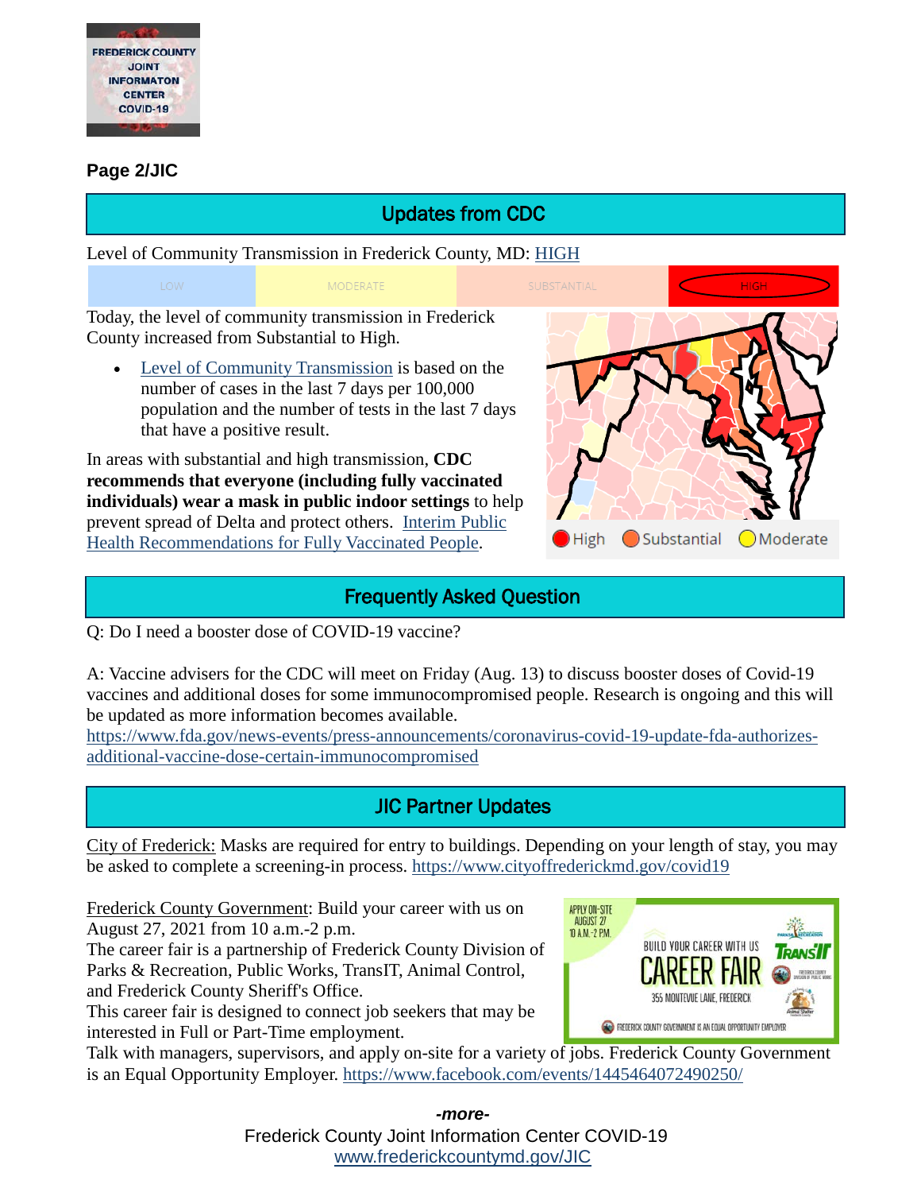**Page 2/JIC**

## Updates from CDC

Level of Community Transmission in Frederick County, MD: HIGH

Today, the level of community transmission in Frederick County increased from Substantial to High.

- Level of Community Transmission is based on the number of cases in the last 7 days per 100,000 population and the number of tests in the last 7 days that have a positive result.

In areas with substantial and high transmission, **CDC recommends that everyone (including fully vaccinated individuals) wear a mask in public indoor settings** to help prevent spread of Delta and protect others. Interim Public Health Recommendations for Fully Vaccinated People.

## Frequently Asked Question

Q: Do I need a booster dose of COVID-19 vaccine?

A: Vaccine advisers for the CDC will meet on Friday (Aug. 13) to discuss booster doses of Covid-19 vaccines and additional doses for some immunocompromised people. Research is ongoing and this will be updated as more information becomes available.
https://www.fda.gov/news-events/press-announcements/coronavirus-covid-19-update-fda-authorizes-additional-vaccine-dose-certain-immunocompromised

## JIC Partner Updates

City of Frederick: Masks are required for entry to buildings. Depending on your length of stay, you may be asked to complete a screening-in process. https://www.cityoffrederickmd.gov/covid19

Frederick County Government: Build your career with us on August 27, 2021 from 10 a.m.-2 p.m.
The career fair is a partnership of Frederick County Division of Parks & Recreation, Public Works, TransIT, Animal Control, and Frederick County Sheriff's Office.
This career fair is designed to connect job seekers that may be interested in Full or Part-Time employment.
Talk with managers, supervisors, and apply on-site for a variety of jobs. Frederick County Government is an Equal Opportunity Employer. https://www.facebook.com/events/1445464072490250/

*-more-*

Frederick County Joint Information Center COVID-19
www.frederickcountymd.gov/JIC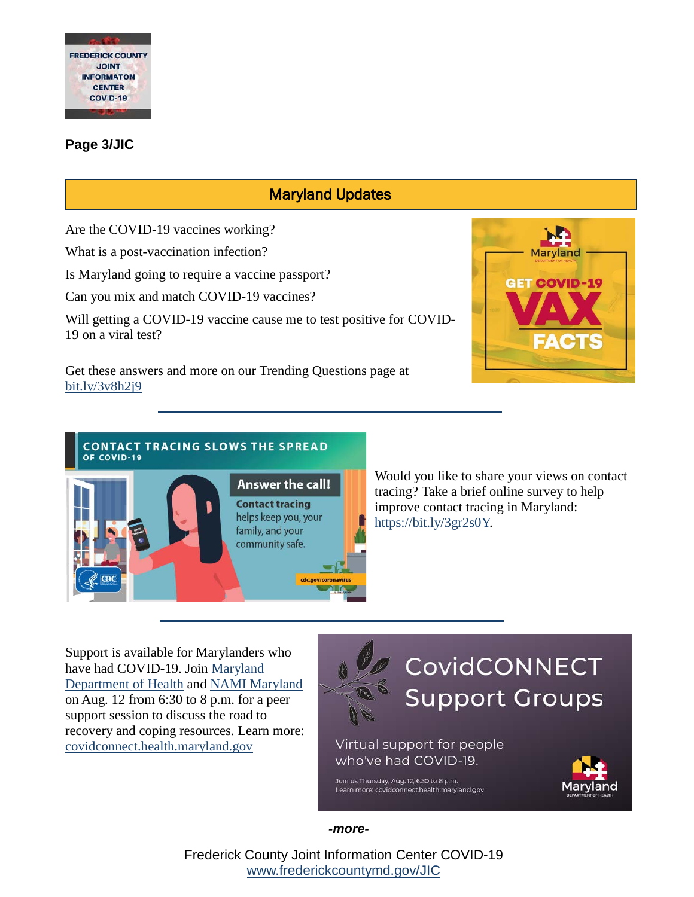## Maryland Updates

Are the COVID-19 vaccines working?

What is a post-vaccination infection?

Is Maryland going to require a vaccine passport?

Can you mix and match COVID-19 vaccines?

Will getting a COVID-19 vaccine cause me to test positive for COVID-19 on a viral test?

Get these answers and more on our Trending Questions page at bit.ly/3v8h2j9

---

Would you like to share your views on contact tracing? Take a brief online survey to help improve contact tracing in Maryland: https://bit.ly/3gr2s0Y.

---

Support is available for Marylanders who have had COVID-19. Join Maryland Department of Health and NAMI Maryland on Aug. 12 from 6:30 to 8 p.m. for a peer support session to discuss the road to recovery and coping resources. Learn more: covidconnect.health.maryland.gov

*-more-*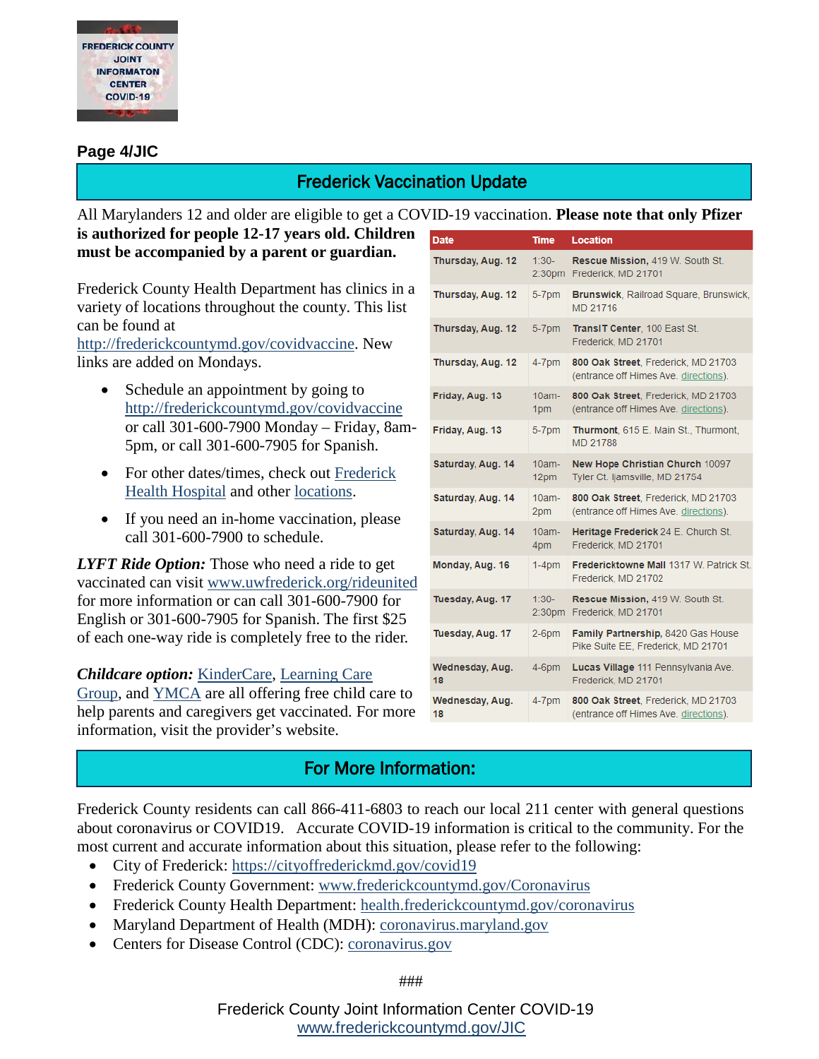FREDERICK COUNTY JOINT INFORMATON CENTER COVID-19

**Page 4/JIC**

## Frederick Vaccination Update

All Marylanders 12 and older are eligible to get a COVID-19 vaccination. **Please note that only Pfizer is authorized for people 12-17 years old. Children must be accompanied by a parent or guardian.**

Frederick County Health Department has clinics in a variety of locations throughout the county. This list can be found at http://frederickcountymd.gov/covidvaccine. New links are added on Mondays.

- Schedule an appointment by going to http://frederickcountymd.gov/covidvaccine or call 301-600-7900 Monday – Friday, 8am-5pm, or call 301-600-7905 for Spanish.
- For other dates/times, check out Frederick Health Hospital and other locations.
- If you need an in-home vaccination, please call 301-600-7900 to schedule.

***LYFT Ride Option:*** Those who need a ride to get vaccinated can visit www.uwfrederick.org/rideunited for more information or can call 301-600-7900 for English or 301-600-7905 for Spanish. The first $25 of each one-way ride is completely free to the rider.

***Childcare option:*** KinderCare, Learning Care Group, and YMCA are all offering free child care to help parents and caregivers get vaccinated. For more information, visit the provider's website.

| Date | Time | Location |
|---|---|---|
| Thursday, Aug. 12 | 1:30-2:30pm | **Rescue Mission,** 419 W. South St. Frederick, MD 21701 |
| Thursday, Aug. 12 | 5-7pm | **Brunswick**, Railroad Square, Brunswick, MD 21716 |
| Thursday, Aug. 12 | 5-7pm | **TransIT Center**, 100 East St. Frederick, MD 21701 |
| Thursday, Aug. 12 | 4-7pm | **800 Oak Street**, Frederick, MD 21703 (entrance off Himes Ave. directions). |
| Friday, Aug. 13 | 10am-1pm | **800 Oak Street**, Frederick, MD 21703 (entrance off Himes Ave. directions). |
| Friday, Aug. 13 | 5-7pm | **Thurmont**, 615 E. Main St., Thurmont, MD 21788 |
| Saturday, Aug. 14 | 10am-12pm | **New Hope Christian Church** 10097 Tyler Ct. Ijamsville, MD 21754 |
| Saturday, Aug. 14 | 10am-2pm | **800 Oak Street**, Frederick, MD 21703 (entrance off Himes Ave. directions). |
| Saturday, Aug. 14 | 10am-4pm | **Heritage Frederick** 24 E. Church St. Frederick, MD 21701 |
| Monday, Aug. 16 | 1-4pm | **Fredericktowne Mall** 1317 W. Patrick St. Frederick, MD 21702 |
| Tuesday, Aug. 17 | 1:30-2:30pm | **Rescue Mission,** 419 W. South St. Frederick, MD 21701 |
| Tuesday, Aug. 17 | 2-6pm | **Family Partnership,** 8420 Gas House Pike Suite EE, Frederick, MD 21701 |
| Wednesday, Aug. 18 | 4-6pm | **Lucas Village** 111 Pennsylvania Ave. Frederick, MD 21701 |
| Wednesday, Aug. 18 | 4-7pm | **800 Oak Street**, Frederick, MD 21703 (entrance off Himes Ave. directions). |

## For More Information:

Frederick County residents can call 866-411-6803 to reach our local 211 center with general questions about coronavirus or COVID19. Accurate COVID-19 information is critical to the community. For the most current and accurate information about this situation, please refer to the following:

- City of Frederick: https://cityoffrederickmd.gov/covid19
- Frederick County Government: www.frederickcountymd.gov/Coronavirus
- Frederick County Health Department: health.frederickcountymd.gov/coronavirus
- Maryland Department of Health (MDH): coronavirus.maryland.gov
- Centers for Disease Control (CDC): coronavirus.gov

###

Frederick County Joint Information Center COVID-19
www.frederickcountymd.gov/JIC